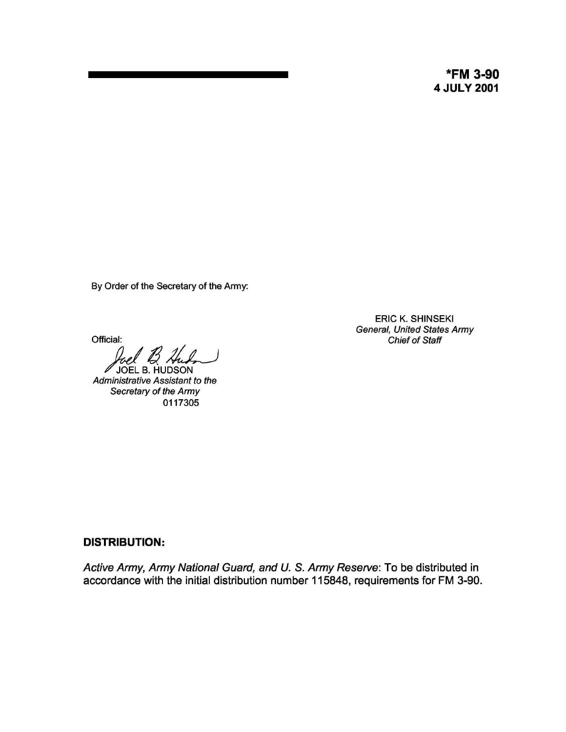**\*FM 3-90**
**4 JULY 2001**

By Order of the Secretary of the Army:

ERIC K. SHINSEKI
*General, United States Army*
*Chief of Staff*

Official:

JOEL B. HUDSON
*Administrative Assistant to the*
*Secretary of the Army*
0117305

**DISTRIBUTION:**

*Active Army, Army National Guard, and U. S. Army Reserve*: To be distributed in accordance with the initial distribution number 115848, requirements for FM 3-90.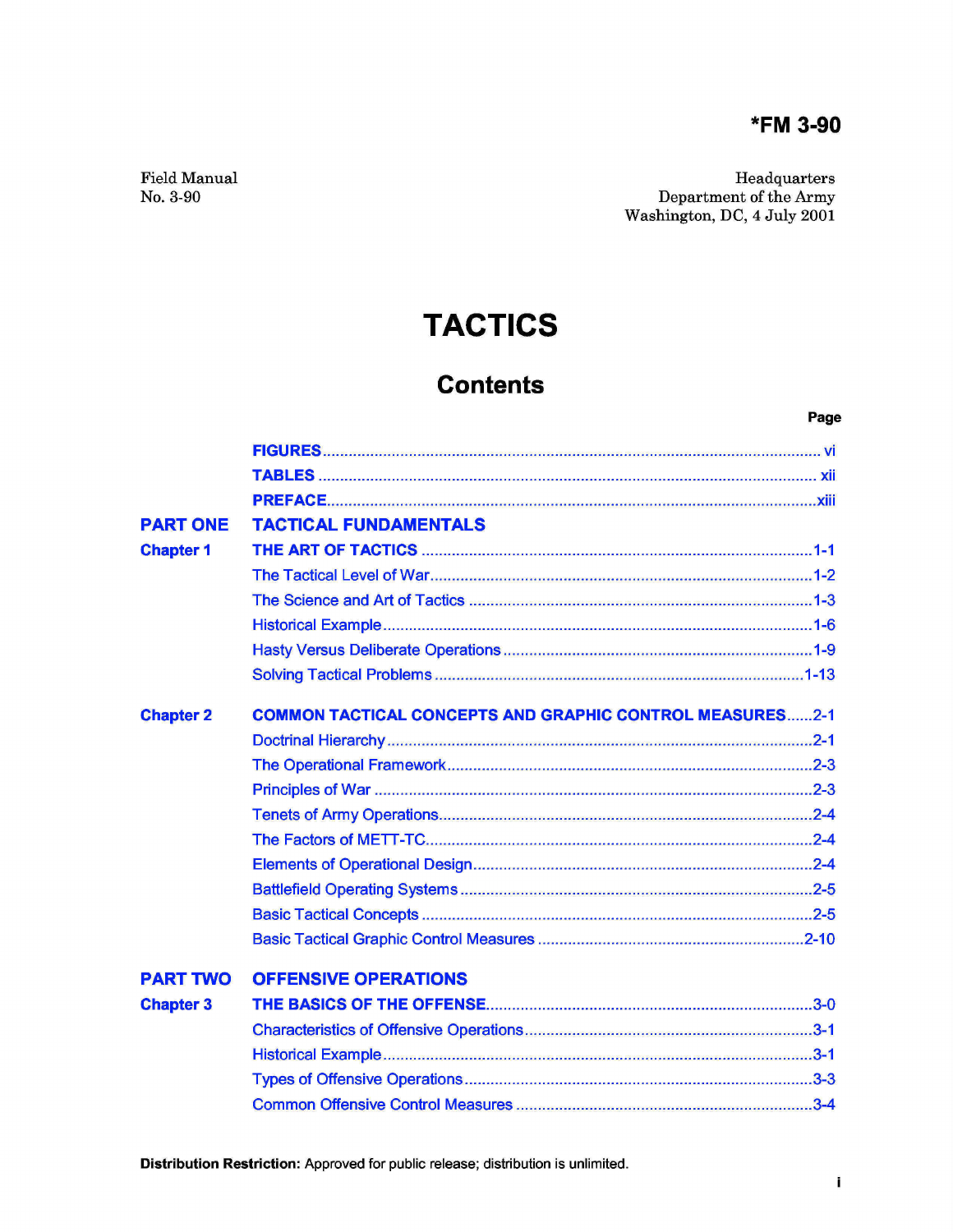**\*FM 3-90**

Field Manual
No. 3-90

Headquarters
Department of the Army
Washington, DC, 4 July 2001

# TACTICS

## Contents

| | | Page |
|---|---|---|
| | FIGURES | vi |
| | TABLES | xii |
| | PREFACE | xiii |
| **PART ONE** | **TACTICAL FUNDAMENTALS** | |
| **Chapter 1** | **THE ART OF TACTICS** | 1-1 |
| | The Tactical Level of War | 1-2 |
| | The Science and Art of Tactics | 1-3 |
| | Historical Example | 1-6 |
| | Hasty Versus Deliberate Operations | 1-9 |
| | Solving Tactical Problems | 1-13 |
| **Chapter 2** | **COMMON TACTICAL CONCEPTS AND GRAPHIC CONTROL MEASURES** | 2-1 |
| | Doctrinal Hierarchy | 2-1 |
| | The Operational Framework | 2-3 |
| | Principles of War | 2-3 |
| | Tenets of Army Operations | 2-4 |
| | The Factors of METT-TC | 2-4 |
| | Elements of Operational Design | 2-4 |
| | Battlefield Operating Systems | 2-5 |
| | Basic Tactical Concepts | 2-5 |
| | Basic Tactical Graphic Control Measures | 2-10 |
| **PART TWO** | **OFFENSIVE OPERATIONS** | |
| **Chapter 3** | **THE BASICS OF THE OFFENSE** | 3-0 |
| | Characteristics of Offensive Operations | 3-1 |
| | Historical Example | 3-1 |
| | Types of Offensive Operations | 3-3 |
| | Common Offensive Control Measures | 3-4 |

**Distribution Restriction:** Approved for public release; distribution is unlimited.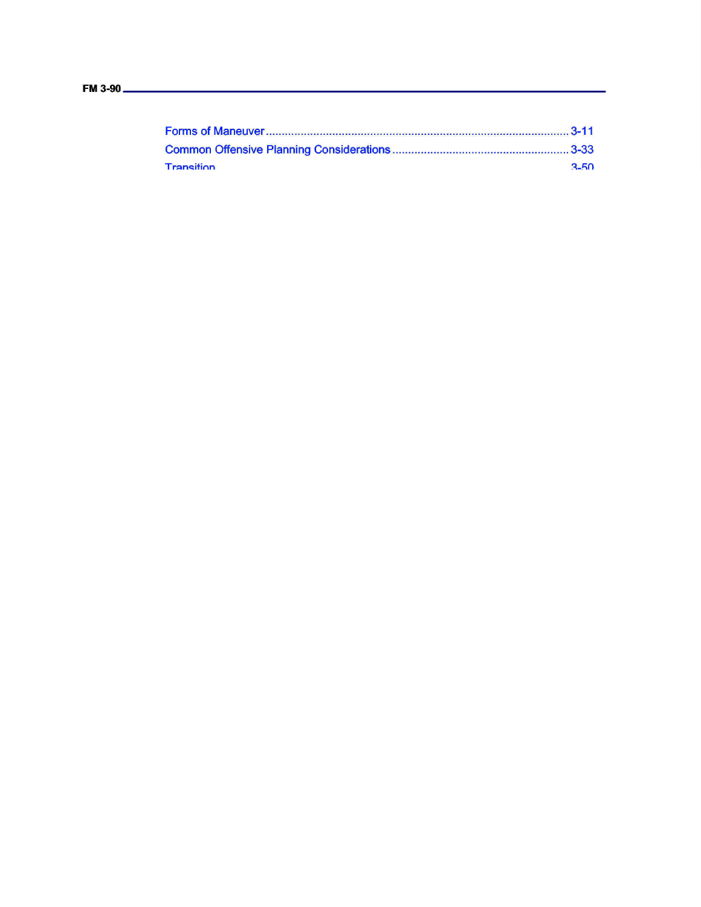Forms of Maneuver ................................................................................................ 3-11
Common Offensive Planning Considerations ........................................................ 3-33
Transition .............................................................................................................. 3-50